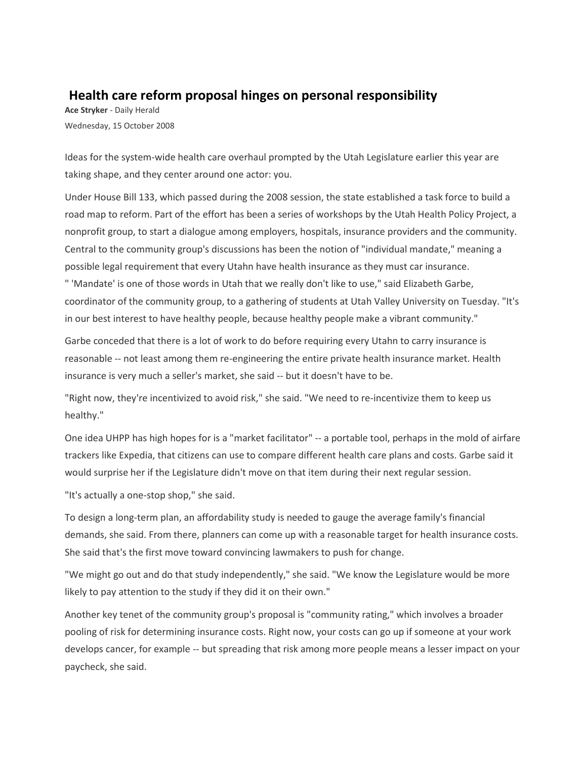# Health care reform proposal hinges on personal responsibility

**Ace Stryker** - Daily Herald

Wednesday, 15 October 2008

Ideas for the system-wide health care overhaul prompted by the Utah Legislature earlier this year are taking shape, and they center around one actor: you.

Under House Bill 133, which passed during the 2008 session, the state established a task force to build a road map to reform. Part of the effort has been a series of workshops by the Utah Health Policy Project, a nonprofit group, to start a dialogue among employers, hospitals, insurance providers and the community. Central to the community group's discussions has been the notion of "individual mandate," meaning a possible legal requirement that every Utahn have health insurance as they must car insurance.

" 'Mandate' is one of those words in Utah that we really don't like to use," said Elizabeth Garbe, coordinator of the community group, to a gathering of students at Utah Valley University on Tuesday. "It's in our best interest to have healthy people, because healthy people make a vibrant community."

Garbe conceded that there is a lot of work to do before requiring every Utahn to carry insurance is reasonable -- not least among them re-engineering the entire private health insurance market. Health insurance is very much a seller's market, she said -- but it doesn't have to be.

"Right now, they're incentivized to avoid risk," she said. "We need to re-incentivize them to keep us healthy."

One idea UHPP has high hopes for is a "market facilitator" -- a portable tool, perhaps in the mold of airfare trackers like Expedia, that citizens can use to compare different health care plans and costs. Garbe said it would surprise her if the Legislature didn't move on that item during their next regular session.

"It's actually a one-stop shop," she said.

To design a long-term plan, an affordability study is needed to gauge the average family's financial demands, she said. From there, planners can come up with a reasonable target for health insurance costs. She said that's the first move toward convincing lawmakers to push for change.

"We might go out and do that study independently," she said. "We know the Legislature would be more likely to pay attention to the study if they did it on their own."

Another key tenet of the community group's proposal is "community rating," which involves a broader pooling of risk for determining insurance costs. Right now, your costs can go up if someone at your work develops cancer, for example -- but spreading that risk among more people means a lesser impact on your paycheck, she said.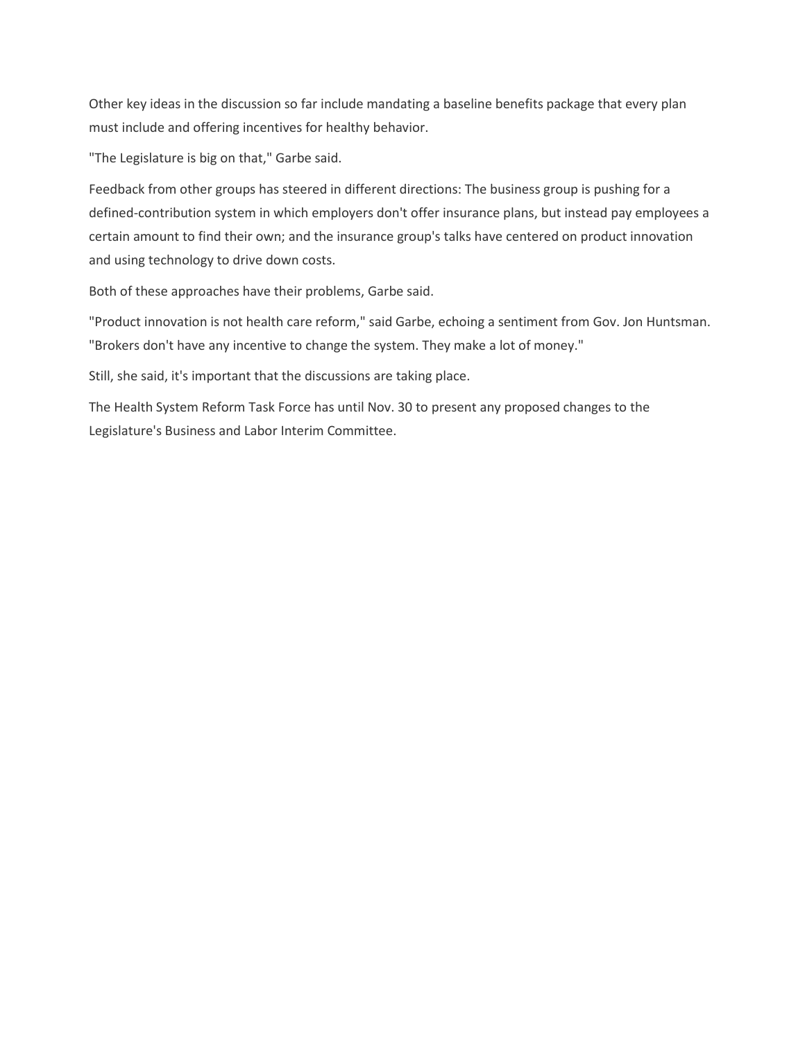Other key ideas in the discussion so far include mandating a baseline benefits package that every plan must include and offering incentives for healthy behavior.

"The Legislature is big on that," Garbe said.

Feedback from other groups has steered in different directions: The business group is pushing for a defined-contribution system in which employers don't offer insurance plans, but instead pay employees a certain amount to find their own; and the insurance group's talks have centered on product innovation and using technology to drive down costs.

Both of these approaches have their problems, Garbe said.

"Product innovation is not health care reform," said Garbe, echoing a sentiment from Gov. Jon Huntsman. "Brokers don't have any incentive to change the system. They make a lot of money."

Still, she said, it's important that the discussions are taking place.

The Health System Reform Task Force has until Nov. 30 to present any proposed changes to the Legislature's Business and Labor Interim Committee.